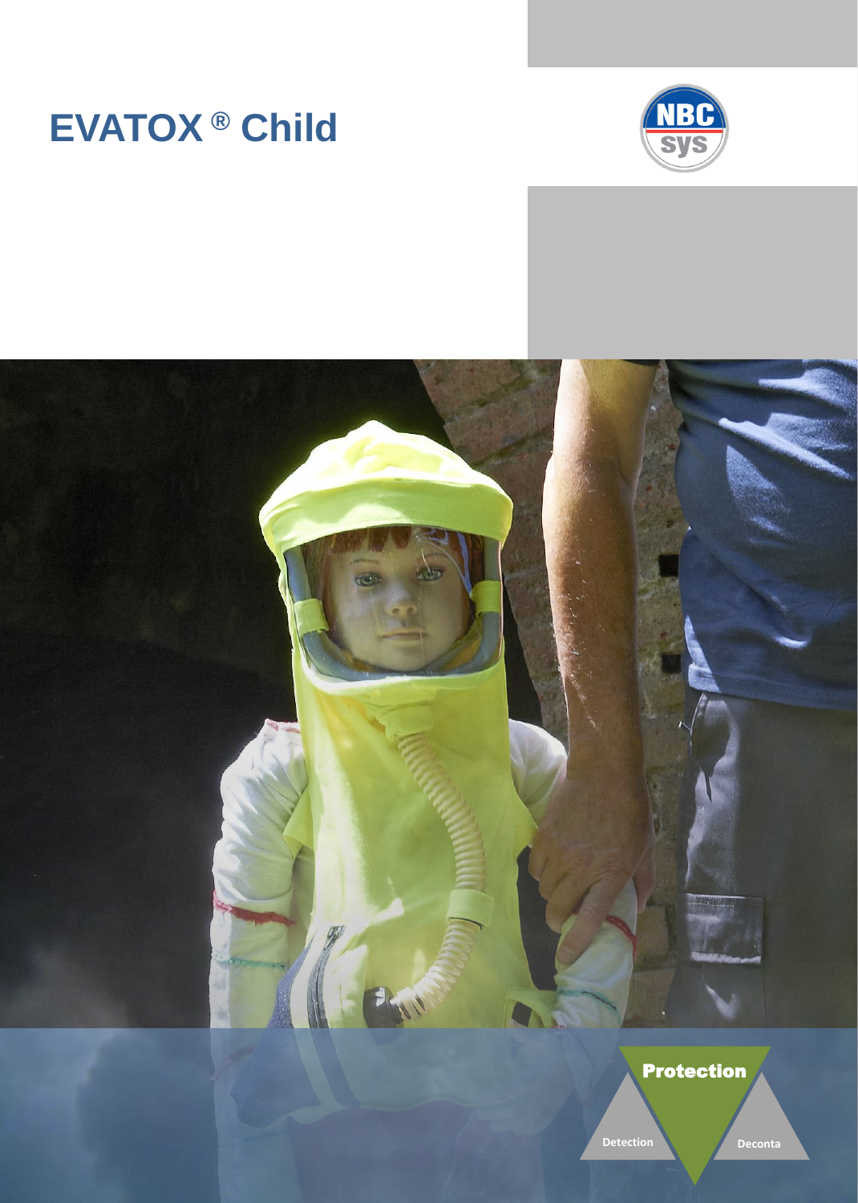# EVATOX® Child

NBC sys

Protection

Detection

Deconta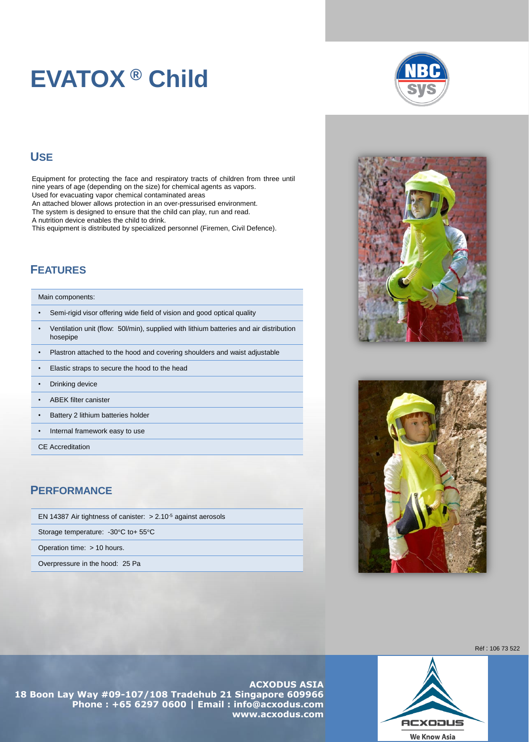# EVATOX ® Child

## USE

Equipment for protecting the face and respiratory tracts of children from three until nine years of age (depending on the size) for chemical agents as vapors.
Used for evacuating vapor chemical contaminated areas
An attached blower allows protection in an over-pressurised environment.
The system is designed to ensure that the child can play, run and read.
A nutrition device enables the child to drink.
This equipment is distributed by specialized personnel (Firemen, Civil Defence).

## FEATURES

Main components:

- Semi-rigid visor offering wide field of vision and good optical quality
- Ventilation unit (flow: 50l/min), supplied with lithium batteries and air distribution hosepipe
- Plastron attached to the hood and covering shoulders and waist adjustable
- Elastic straps to secure the hood to the head
- Drinking device
- ABEK filter canister
- Battery 2 lithium batteries holder
- Internal framework easy to use

CE Accreditation

## PERFORMANCE

| |
|---|
| EN 14387 Air tightness of canister: > $2.10^{-5}$ against aerosols |
| Storage temperature: -30°C to+ 55°C |
| Operation time: > 10 hours. |
| Overpressure in the hood: 25 Pa |

Réf : 106 73 522

**ACXODUS ASIA**
**18 Boon Lay Way #09-107/108 Tradehub 21 Singapore 609966**
**Phone : +65 6297 0600 | Email : info@acxodus.com**
**www.acxodus.com**

ACXODUS
We Know Asia